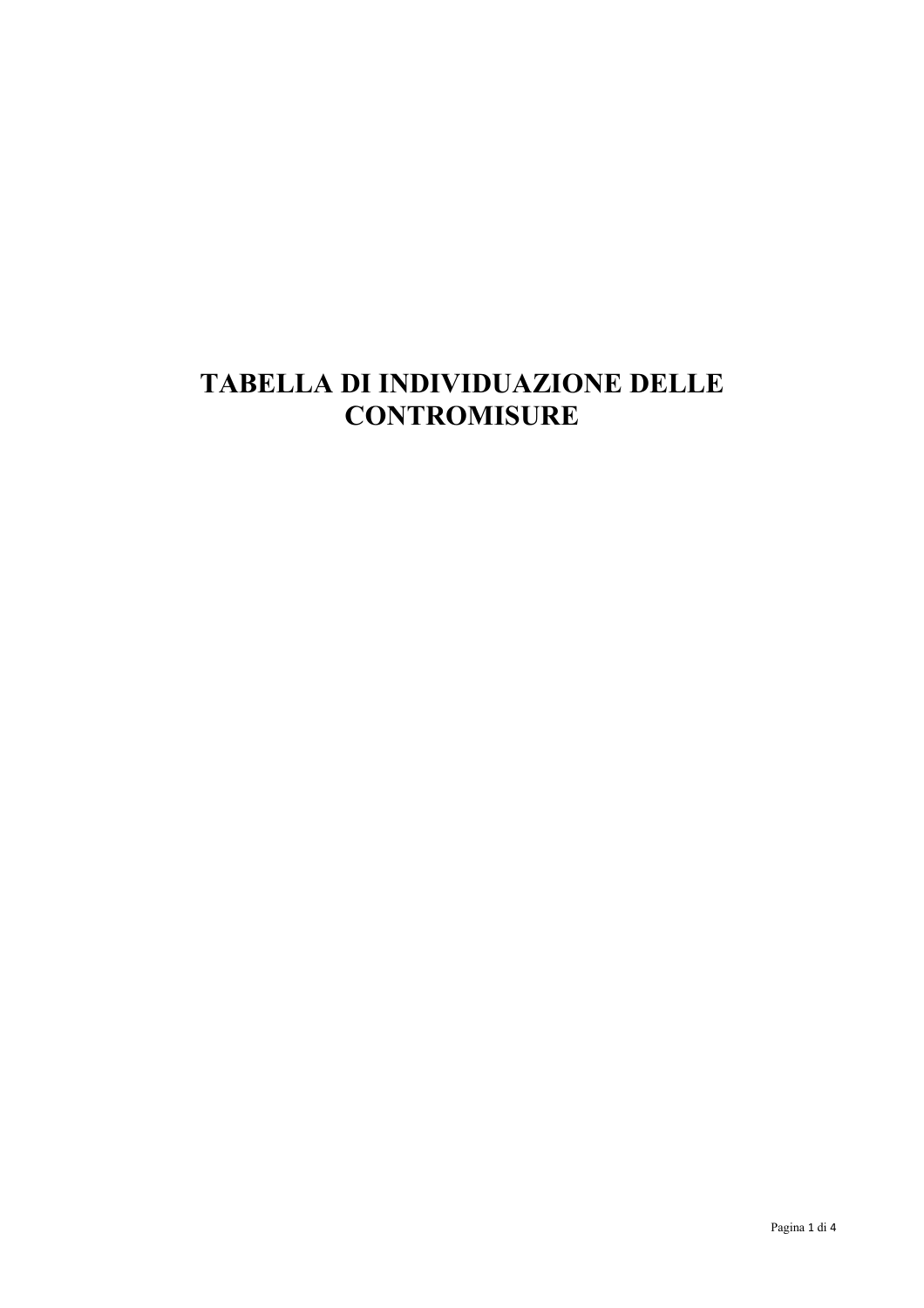# TABELLA DI INDIVIDUAZIONE DELLE CONTROMISURE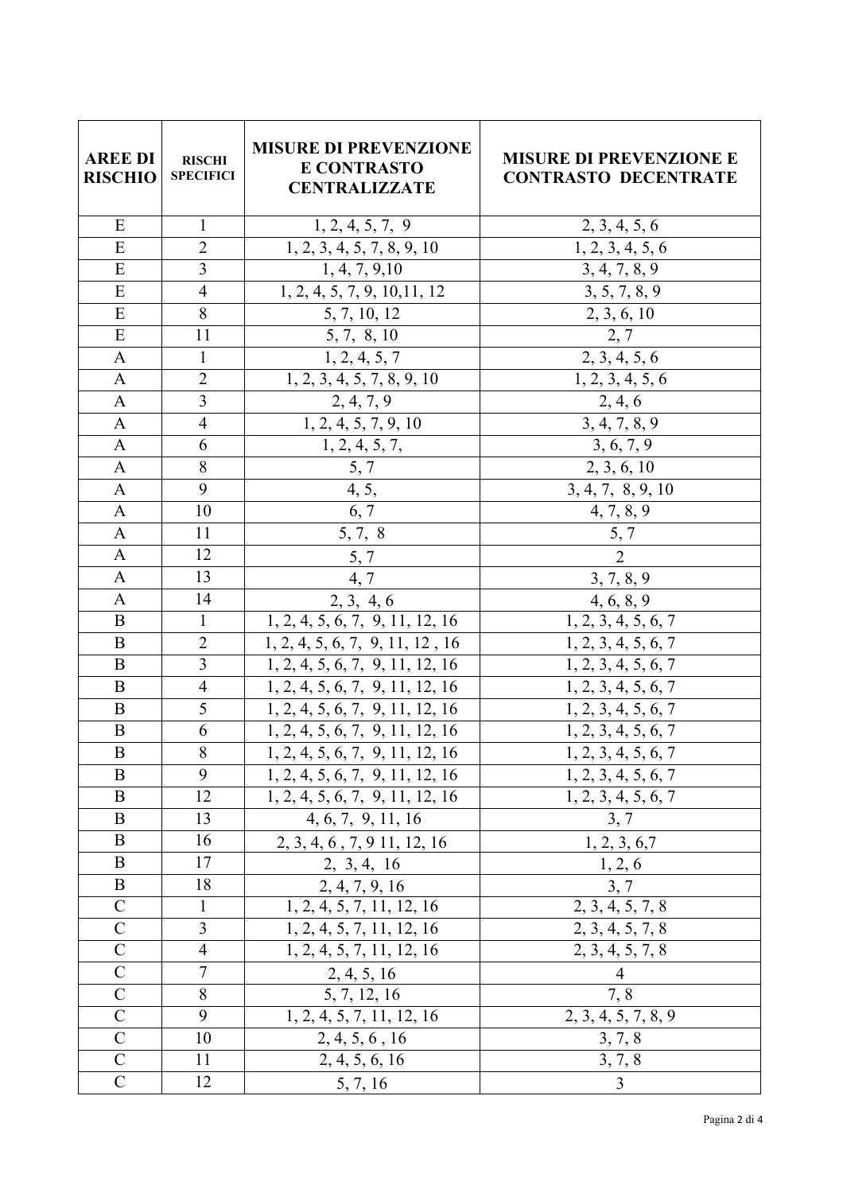| AREE DI RISCHIO | RISCHI SPECIFICI | MISURE DI PREVENZIONE E CONTRASTO CENTRALIZZATE | MISURE DI PREVENZIONE E CONTRASTO DECENTRATE |
|---|---|---|---|
| E | 1 | 1, 2, 4, 5, 7, 9 | 2, 3, 4, 5, 6 |
| E | 2 | 1, 2, 3, 4, 5, 7, 8, 9, 10 | 1, 2, 3, 4, 5, 6 |
| E | 3 | 1, 4, 7, 9,10 | 3, 4, 7, 8, 9 |
| E | 4 | 1, 2, 4, 5, 7, 9, 10,11, 12 | 3, 5, 7, 8, 9 |
| E | 8 | 5, 7, 10, 12 | 2, 3, 6, 10 |
| E | 11 | 5, 7, 8, 10 | 2, 7 |
| A | 1 | 1, 2, 4, 5, 7 | 2, 3, 4, 5, 6 |
| A | 2 | 1, 2, 3, 4, 5, 7, 8, 9, 10 | 1, 2, 3, 4, 5, 6 |
| A | 3 | 2, 4, 7, 9 | 2, 4, 6 |
| A | 4 | 1, 2, 4, 5, 7, 9, 10 | 3, 4, 7, 8, 9 |
| A | 6 | 1, 2, 4, 5, 7, | 3, 6, 7, 9 |
| A | 8 | 5, 7 | 2, 3, 6, 10 |
| A | 9 | 4, 5, | 3, 4, 7, 8, 9, 10 |
| A | 10 | 6, 7 | 4, 7, 8, 9 |
| A | 11 | 5, 7, 8 | 5, 7 |
| A | 12 | 5, 7 | 2 |
| A | 13 | 4, 7 | 3, 7, 8, 9 |
| A | 14 | 2, 3, 4, 6 | 4, 6, 8, 9 |
| B | 1 | 1, 2, 4, 5, 6, 7, 9, 11, 12, 16 | 1, 2, 3, 4, 5, 6, 7 |
| B | 2 | 1, 2, 4, 5, 6, 7, 9, 11, 12 , 16 | 1, 2, 3, 4, 5, 6, 7 |
| B | 3 | 1, 2, 4, 5, 6, 7, 9, 11, 12, 16 | 1, 2, 3, 4, 5, 6, 7 |
| B | 4 | 1, 2, 4, 5, 6, 7, 9, 11, 12, 16 | 1, 2, 3, 4, 5, 6, 7 |
| B | 5 | 1, 2, 4, 5, 6, 7, 9, 11, 12, 16 | 1, 2, 3, 4, 5, 6, 7 |
| B | 6 | 1, 2, 4, 5, 6, 7, 9, 11, 12, 16 | 1, 2, 3, 4, 5, 6, 7 |
| B | 8 | 1, 2, 4, 5, 6, 7, 9, 11, 12, 16 | 1, 2, 3, 4, 5, 6, 7 |
| B | 9 | 1, 2, 4, 5, 6, 7, 9, 11, 12, 16 | 1, 2, 3, 4, 5, 6, 7 |
| B | 12 | 1, 2, 4, 5, 6, 7, 9, 11, 12, 16 | 1, 2, 3, 4, 5, 6, 7 |
| B | 13 | 4, 6, 7, 9, 11, 16 | 3, 7 |
| B | 16 | 2, 3, 4, 6 , 7, 9 11, 12, 16 | 1, 2, 3, 6,7 |
| B | 17 | 2, 3, 4, 16 | 1, 2, 6 |
| B | 18 | 2, 4, 7, 9, 16 | 3, 7 |
| C | 1 | 1, 2, 4, 5, 7, 11, 12, 16 | 2, 3, 4, 5, 7, 8 |
| C | 3 | 1, 2, 4, 5, 7, 11, 12, 16 | 2, 3, 4, 5, 7, 8 |
| C | 4 | 1, 2, 4, 5, 7, 11, 12, 16 | 2, 3, 4, 5, 7, 8 |
| C | 7 | 2, 4, 5, 16 | 4 |
| C | 8 | 5, 7, 12, 16 | 7, 8 |
| C | 9 | 1, 2, 4, 5, 7, 11, 12, 16 | 2, 3, 4, 5, 7, 8, 9 |
| C | 10 | 2, 4, 5, 6 , 16 | 3, 7, 8 |
| C | 11 | 2, 4, 5, 6, 16 | 3, 7, 8 |
| C | 12 | 5, 7, 16 | 3 |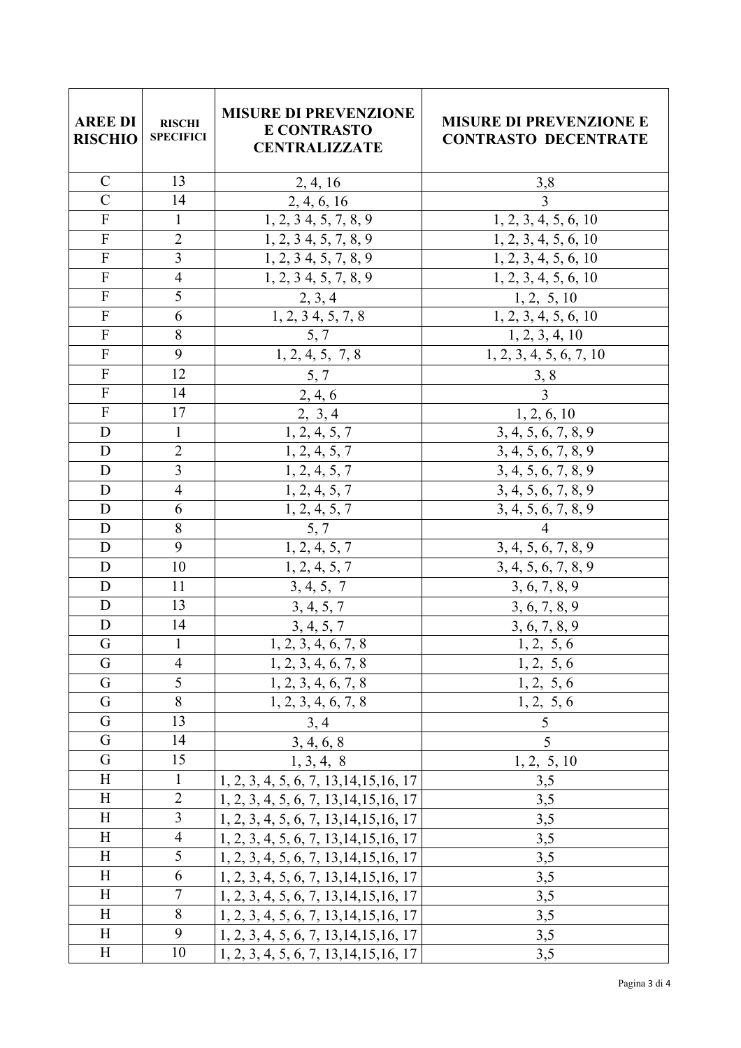| AREE DI RISCHIO | RISCHI SPECIFICI | MISURE DI PREVENZIONE E CONTRASTO CENTRALIZZATE | MISURE DI PREVENZIONE E CONTRASTO DECENTRATE |
|---|---|---|---|
| C | 13 | 2, 4, 16 | 3,8 |
| C | 14 | 2, 4, 6, 16 | 3 |
| F | 1 | 1, 2, 3 4, 5, 7, 8, 9 | 1, 2, 3, 4, 5, 6, 10 |
| F | 2 | 1, 2, 3 4, 5, 7, 8, 9 | 1, 2, 3, 4, 5, 6, 10 |
| F | 3 | 1, 2, 3 4, 5, 7, 8, 9 | 1, 2, 3, 4, 5, 6, 10 |
| F | 4 | 1, 2, 3 4, 5, 7, 8, 9 | 1, 2, 3, 4, 5, 6, 10 |
| F | 5 | 2, 3, 4 | 1, 2, 5, 10 |
| F | 6 | 1, 2, 3 4, 5, 7, 8 | 1, 2, 3, 4, 5, 6, 10 |
| F | 8 | 5, 7 | 1, 2, 3, 4, 10 |
| F | 9 | 1, 2, 4, 5, 7, 8 | 1, 2, 3, 4, 5, 6, 7, 10 |
| F | 12 | 5, 7 | 3, 8 |
| F | 14 | 2, 4, 6 | 3 |
| F | 17 | 2, 3, 4 | 1, 2, 6, 10 |
| D | 1 | 1, 2, 4, 5, 7 | 3, 4, 5, 6, 7, 8, 9 |
| D | 2 | 1, 2, 4, 5, 7 | 3, 4, 5, 6, 7, 8, 9 |
| D | 3 | 1, 2, 4, 5, 7 | 3, 4, 5, 6, 7, 8, 9 |
| D | 4 | 1, 2, 4, 5, 7 | 3, 4, 5, 6, 7, 8, 9 |
| D | 6 | 1, 2, 4, 5, 7 | 3, 4, 5, 6, 7, 8, 9 |
| D | 8 | 5, 7 | 4 |
| D | 9 | 1, 2, 4, 5, 7 | 3, 4, 5, 6, 7, 8, 9 |
| D | 10 | 1, 2, 4, 5, 7 | 3, 4, 5, 6, 7, 8, 9 |
| D | 11 | 3, 4, 5, 7 | 3, 6, 7, 8, 9 |
| D | 13 | 3, 4, 5, 7 | 3, 6, 7, 8, 9 |
| D | 14 | 3, 4, 5, 7 | 3, 6, 7, 8, 9 |
| G | 1 | 1, 2, 3, 4, 6, 7, 8 | 1, 2, 5, 6 |
| G | 4 | 1, 2, 3, 4, 6, 7, 8 | 1, 2, 5, 6 |
| G | 5 | 1, 2, 3, 4, 6, 7, 8 | 1, 2, 5, 6 |
| G | 8 | 1, 2, 3, 4, 6, 7, 8 | 1, 2, 5, 6 |
| G | 13 | 3, 4 | 5 |
| G | 14 | 3, 4, 6, 8 | 5 |
| G | 15 | 1, 3, 4, 8 | 1, 2, 5, 10 |
| H | 1 | 1, 2, 3, 4, 5, 6, 7, 13,14,15,16, 17 | 3,5 |
| H | 2 | 1, 2, 3, 4, 5, 6, 7, 13,14,15,16, 17 | 3,5 |
| H | 3 | 1, 2, 3, 4, 5, 6, 7, 13,14,15,16, 17 | 3,5 |
| H | 4 | 1, 2, 3, 4, 5, 6, 7, 13,14,15,16, 17 | 3,5 |
| H | 5 | 1, 2, 3, 4, 5, 6, 7, 13,14,15,16, 17 | 3,5 |
| H | 6 | 1, 2, 3, 4, 5, 6, 7, 13,14,15,16, 17 | 3,5 |
| H | 7 | 1, 2, 3, 4, 5, 6, 7, 13,14,15,16, 17 | 3,5 |
| H | 8 | 1, 2, 3, 4, 5, 6, 7, 13,14,15,16, 17 | 3,5 |
| H | 9 | 1, 2, 3, 4, 5, 6, 7, 13,14,15,16, 17 | 3,5 |
| H | 10 | 1, 2, 3, 4, 5, 6, 7, 13,14,15,16, 17 | 3,5 |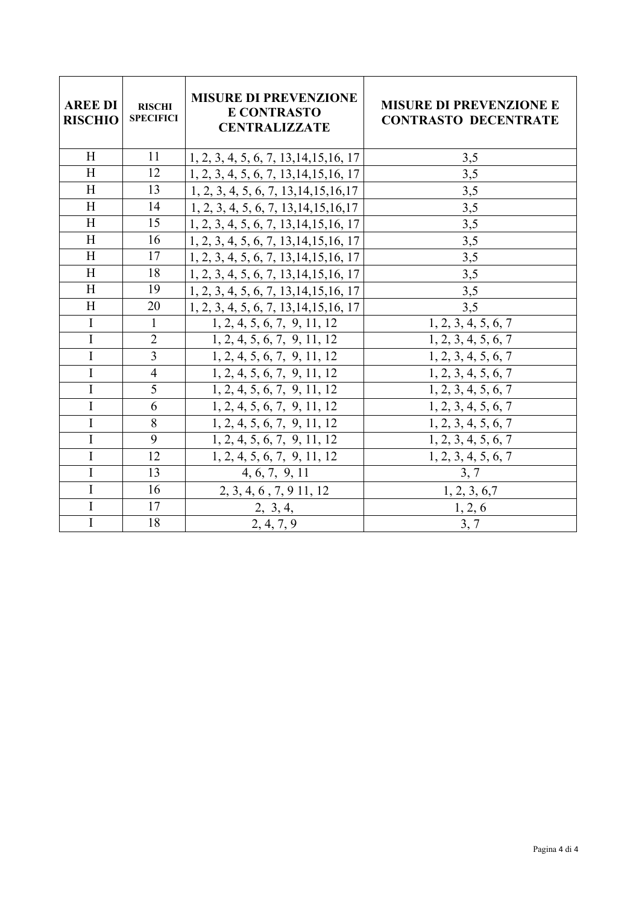| AREE DI RISCHIO | RISCHI SPECIFICI | MISURE DI PREVENZIONE E CONTRASTO CENTRALIZZATE | MISURE DI PREVENZIONE E CONTRASTO DECENTRATE |
|---|---|---|---|
| H | 11 | 1, 2, 3, 4, 5, 6, 7, 13,14,15,16, 17 | 3,5 |
| H | 12 | 1, 2, 3, 4, 5, 6, 7, 13,14,15,16, 17 | 3,5 |
| H | 13 | 1, 2, 3, 4, 5, 6, 7, 13,14,15,16,17 | 3,5 |
| H | 14 | 1, 2, 3, 4, 5, 6, 7, 13,14,15,16,17 | 3,5 |
| H | 15 | 1, 2, 3, 4, 5, 6, 7, 13,14,15,16, 17 | 3,5 |
| H | 16 | 1, 2, 3, 4, 5, 6, 7, 13,14,15,16, 17 | 3,5 |
| H | 17 | 1, 2, 3, 4, 5, 6, 7, 13,14,15,16, 17 | 3,5 |
| H | 18 | 1, 2, 3, 4, 5, 6, 7, 13,14,15,16, 17 | 3,5 |
| H | 19 | 1, 2, 3, 4, 5, 6, 7, 13,14,15,16, 17 | 3,5 |
| H | 20 | 1, 2, 3, 4, 5, 6, 7, 13,14,15,16, 17 | 3,5 |
| I | 1 | 1, 2, 4, 5, 6, 7, 9, 11, 12 | 1, 2, 3, 4, 5, 6, 7 |
| I | 2 | 1, 2, 4, 5, 6, 7, 9, 11, 12 | 1, 2, 3, 4, 5, 6, 7 |
| I | 3 | 1, 2, 4, 5, 6, 7, 9, 11, 12 | 1, 2, 3, 4, 5, 6, 7 |
| I | 4 | 1, 2, 4, 5, 6, 7, 9, 11, 12 | 1, 2, 3, 4, 5, 6, 7 |
| I | 5 | 1, 2, 4, 5, 6, 7, 9, 11, 12 | 1, 2, 3, 4, 5, 6, 7 |
| I | 6 | 1, 2, 4, 5, 6, 7, 9, 11, 12 | 1, 2, 3, 4, 5, 6, 7 |
| I | 8 | 1, 2, 4, 5, 6, 7, 9, 11, 12 | 1, 2, 3, 4, 5, 6, 7 |
| I | 9 | 1, 2, 4, 5, 6, 7, 9, 11, 12 | 1, 2, 3, 4, 5, 6, 7 |
| I | 12 | 1, 2, 4, 5, 6, 7, 9, 11, 12 | 1, 2, 3, 4, 5, 6, 7 |
| I | 13 | 4, 6, 7, 9, 11 | 3, 7 |
| I | 16 | 2, 3, 4, 6 , 7, 9 11, 12 | 1, 2, 3, 6,7 |
| I | 17 | 2, 3, 4, | 1, 2, 6 |
| I | 18 | 2, 4, 7, 9 | 3, 7 |